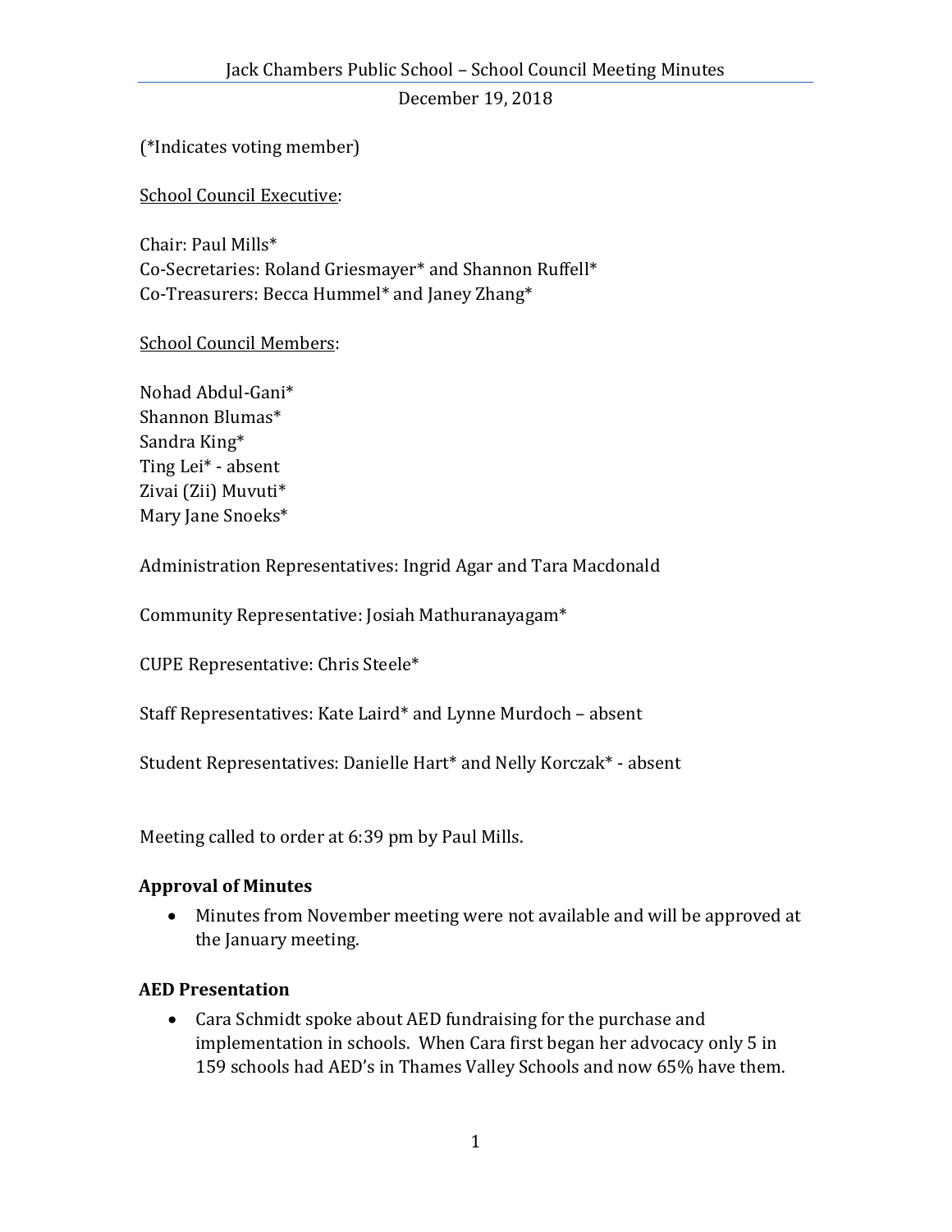# Jack Chambers Public School – School Council Meeting Minutes

December 19, 2018

(*Indicates voting member)

School Council Executive:

Chair: Paul Mills*
Co-Secretaries: Roland Griesmayer* and Shannon Ruffell*
Co-Treasurers: Becca Hummel* and Janey Zhang*

School Council Members:

Nohad Abdul-Gani*
Shannon Blumas*
Sandra King*
Ting Lei* - absent
Zivai (Zii) Muvuti*
Mary Jane Snoeks*

Administration Representatives: Ingrid Agar and Tara Macdonald

Community Representative: Josiah Mathuranayagam*

CUPE Representative: Chris Steele*

Staff Representatives: Kate Laird* and Lynne Murdoch – absent

Student Representatives: Danielle Hart* and Nelly Korczak* - absent

Meeting called to order at 6:39 pm by Paul Mills.

### Approval of Minutes

- Minutes from November meeting were not available and will be approved at the January meeting.

### AED Presentation

- Cara Schmidt spoke about AED fundraising for the purchase and implementation in schools. When Cara first began her advocacy only 5 in 159 schools had AED's in Thames Valley Schools and now 65% have them.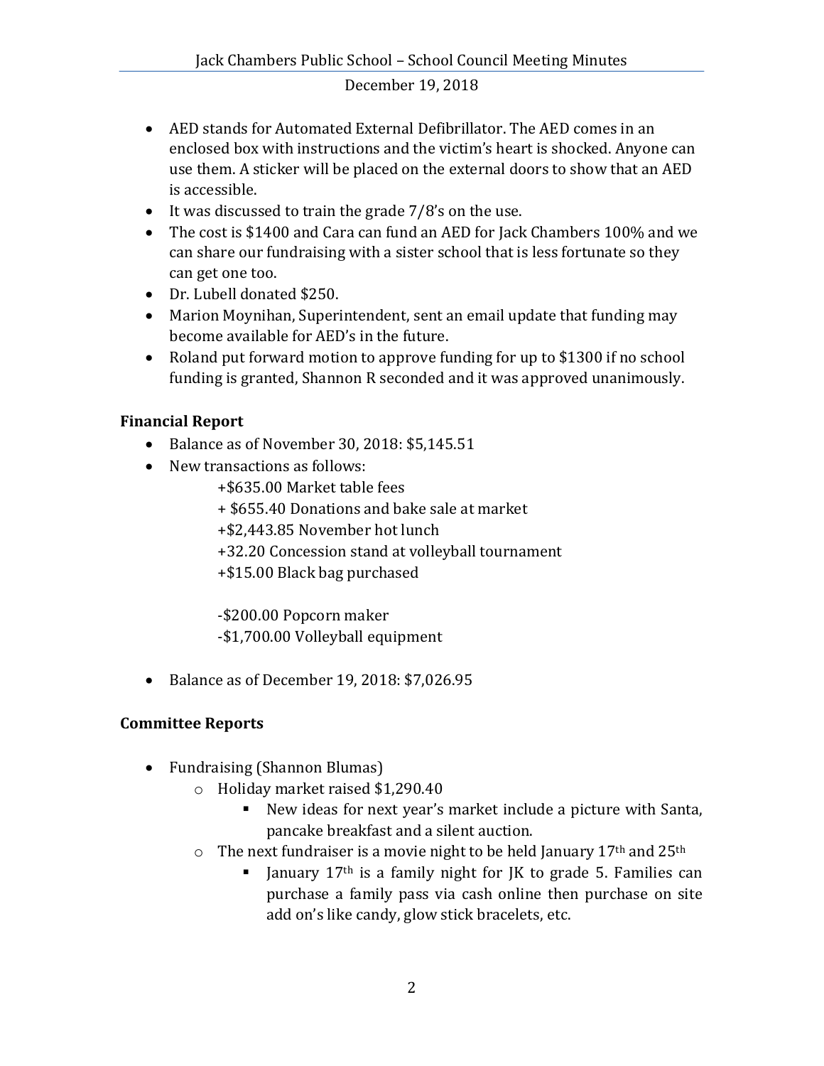- AED stands for Automated External Defibrillator. The AED comes in an enclosed box with instructions and the victim's heart is shocked. Anyone can use them. A sticker will be placed on the external doors to show that an AED is accessible.
- It was discussed to train the grade 7/8's on the use.
- The cost is $1400 and Cara can fund an AED for Jack Chambers 100% and we can share our fundraising with a sister school that is less fortunate so they can get one too.
- Dr. Lubell donated $250.
- Marion Moynihan, Superintendent, sent an email update that funding may become available for AED's in the future.
- Roland put forward motion to approve funding for up to $1300 if no school funding is granted, Shannon R seconded and it was approved unanimously.

**Financial Report**

- Balance as of November 30, 2018: $5,145.51
- New transactions as follows:

  +$635.00 Market table fees
  + $655.40 Donations and bake sale at market
  +$2,443.85 November hot lunch
  +32.20 Concession stand at volleyball tournament
  +$15.00 Black bag purchased

  -$200.00 Popcorn maker
  -$1,700.00 Volleyball equipment

- Balance as of December 19, 2018: $7,026.95

**Committee Reports**

- Fundraising (Shannon Blumas)
  - Holiday market raised $1,290.40
    - New ideas for next year's market include a picture with Santa, pancake breakfast and a silent auction.
  - The next fundraiser is a movie night to be held January 17th and 25th
    - January 17th is a family night for JK to grade 5. Families can purchase a family pass via cash online then purchase on site add on's like candy, glow stick bracelets, etc.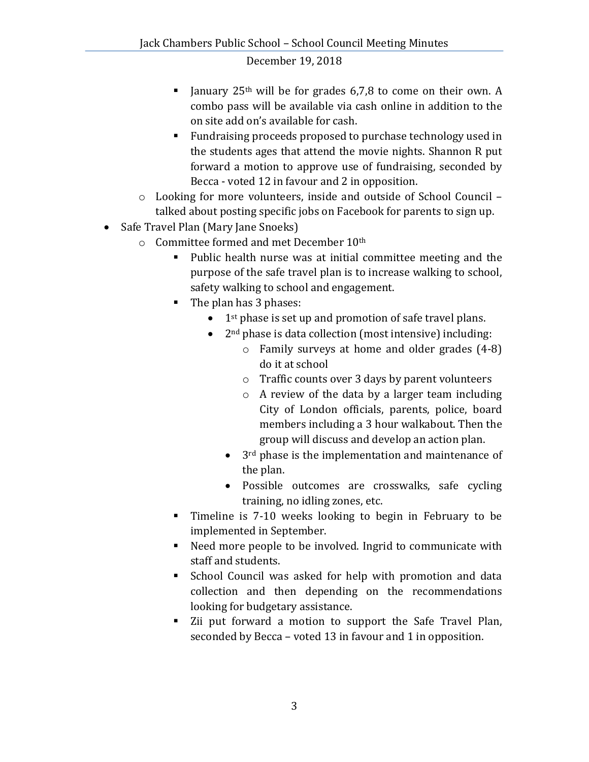- January 25th will be for grades 6,7,8 to come on their own. A combo pass will be available via cash online in addition to the on site add on's available for cash.
    - Fundraising proceeds proposed to purchase technology used in the students ages that attend the movie nights. Shannon R put forward a motion to approve use of fundraising, seconded by Becca - voted 12 in favour and 2 in opposition.
  - Looking for more volunteers, inside and outside of School Council – talked about posting specific jobs on Facebook for parents to sign up.
- Safe Travel Plan (Mary Jane Snoeks)
  - Committee formed and met December 10th
    - Public health nurse was at initial committee meeting and the purpose of the safe travel plan is to increase walking to school, safety walking to school and engagement.
    - The plan has 3 phases:
      - 1st phase is set up and promotion of safe travel plans.
      - 2nd phase is data collection (most intensive) including:
        - Family surveys at home and older grades (4-8) do it at school
        - Traffic counts over 3 days by parent volunteers
        - A review of the data by a larger team including City of London officials, parents, police, board members including a 3 hour walkabout. Then the group will discuss and develop an action plan.
      - 3rd phase is the implementation and maintenance of the plan.
      - Possible outcomes are crosswalks, safe cycling training, no idling zones, etc.
    - Timeline is 7-10 weeks looking to begin in February to be implemented in September.
    - Need more people to be involved. Ingrid to communicate with staff and students.
    - School Council was asked for help with promotion and data collection and then depending on the recommendations looking for budgetary assistance.
    - Zii put forward a motion to support the Safe Travel Plan, seconded by Becca – voted 13 in favour and 1 in opposition.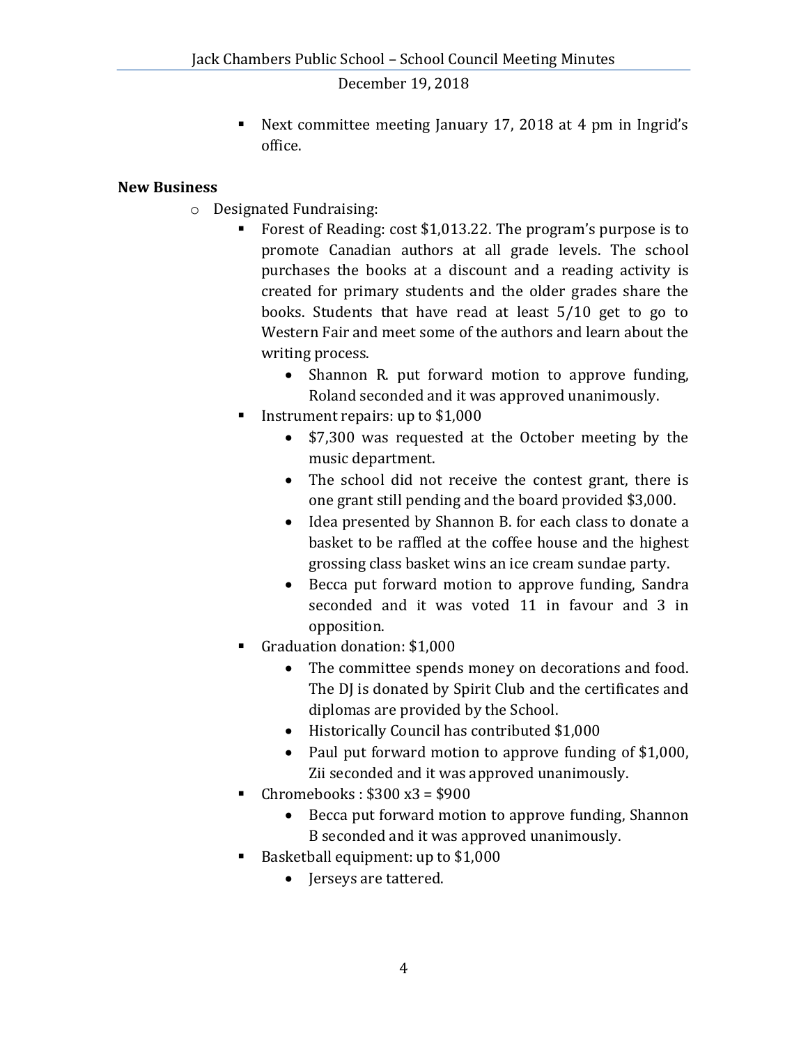- Next committee meeting January 17, 2018 at 4 pm in Ingrid's office.

**New Business**

- Designated Fundraising:
  - Forest of Reading: cost $1,013.22. The program's purpose is to promote Canadian authors at all grade levels. The school purchases the books at a discount and a reading activity is created for primary students and the older grades share the books. Students that have read at least 5/10 get to go to Western Fair and meet some of the authors and learn about the writing process.
    - Shannon R. put forward motion to approve funding, Roland seconded and it was approved unanimously.
  - Instrument repairs: up to $1,000
    - $7,300 was requested at the October meeting by the music department.
    - The school did not receive the contest grant, there is one grant still pending and the board provided $3,000.
    - Idea presented by Shannon B. for each class to donate a basket to be raffled at the coffee house and the highest grossing class basket wins an ice cream sundae party.
    - Becca put forward motion to approve funding, Sandra seconded and it was voted 11 in favour and 3 in opposition.
  - Graduation donation: $1,000
    - The committee spends money on decorations and food. The DJ is donated by Spirit Club and the certificates and diplomas are provided by the School.
    - Historically Council has contributed $1,000
    - Paul put forward motion to approve funding of $1,000, Zii seconded and it was approved unanimously.
  - Chromebooks : $300 x3 = $900
    - Becca put forward motion to approve funding, Shannon B seconded and it was approved unanimously.
  - Basketball equipment: up to $1,000
    - Jerseys are tattered.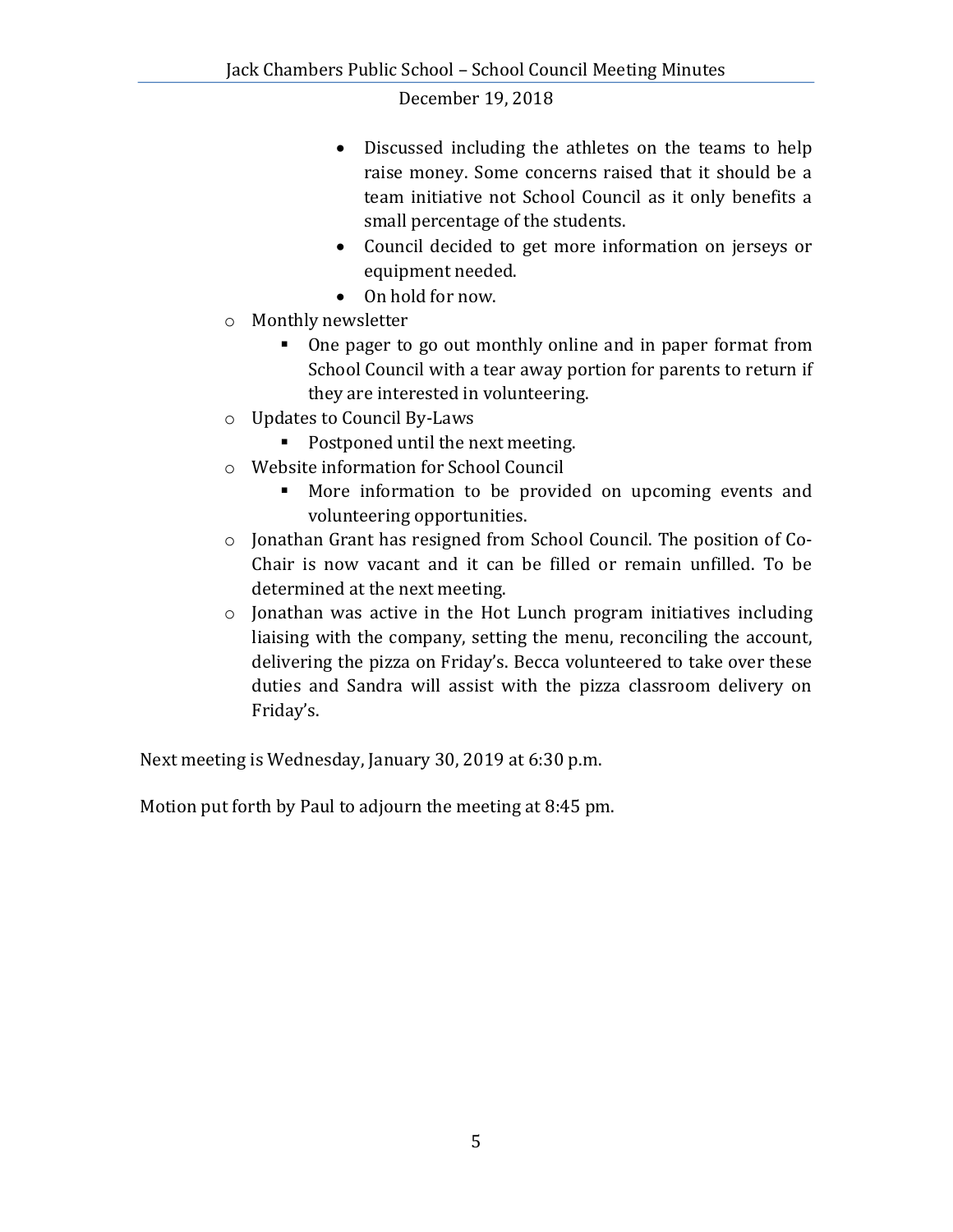- Discussed including the athletes on the teams to help raise money. Some concerns raised that it should be a team initiative not School Council as it only benefits a small percentage of the students.
    - Council decided to get more information on jerseys or equipment needed.
    - On hold for now.
- Monthly newsletter
  - One pager to go out monthly online and in paper format from School Council with a tear away portion for parents to return if they are interested in volunteering.
- Updates to Council By-Laws
  - Postponed until the next meeting.
- Website information for School Council
  - More information to be provided on upcoming events and volunteering opportunities.
- Jonathan Grant has resigned from School Council. The position of Co-Chair is now vacant and it can be filled or remain unfilled. To be determined at the next meeting.
- Jonathan was active in the Hot Lunch program initiatives including liaising with the company, setting the menu, reconciling the account, delivering the pizza on Friday's. Becca volunteered to take over these duties and Sandra will assist with the pizza classroom delivery on Friday's.

Next meeting is Wednesday, January 30, 2019 at 6:30 p.m.

Motion put forth by Paul to adjourn the meeting at 8:45 pm.